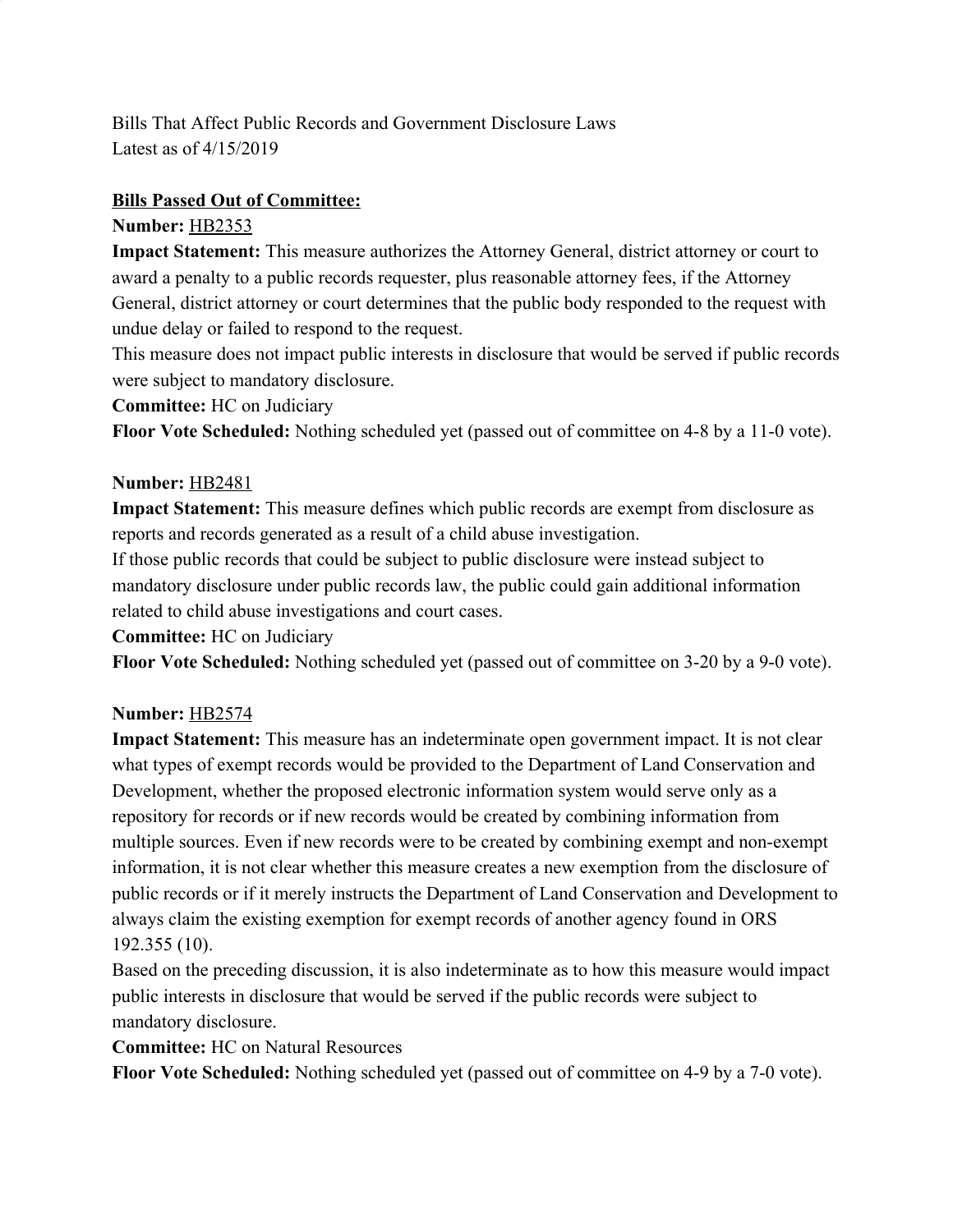Bills That Affect Public Records and Government Disclosure Laws
Latest as of 4/15/2019

**Bills Passed Out of Committee:**

**Number:** HB2353

**Impact Statement:** This measure authorizes the Attorney General, district attorney or court to award a penalty to a public records requester, plus reasonable attorney fees, if the Attorney General, district attorney or court determines that the public body responded to the request with undue delay or failed to respond to the request.

This measure does not impact public interests in disclosure that would be served if public records were subject to mandatory disclosure.

**Committee:** HC on Judiciary

**Floor Vote Scheduled:** Nothing scheduled yet (passed out of committee on 4-8 by a 11-0 vote).

**Number:** HB2481

**Impact Statement:** This measure defines which public records are exempt from disclosure as reports and records generated as a result of a child abuse investigation.

If those public records that could be subject to public disclosure were instead subject to mandatory disclosure under public records law, the public could gain additional information related to child abuse investigations and court cases.

**Committee:** HC on Judiciary

**Floor Vote Scheduled:** Nothing scheduled yet (passed out of committee on 3-20 by a 9-0 vote).

**Number:** HB2574

**Impact Statement:** This measure has an indeterminate open government impact. It is not clear what types of exempt records would be provided to the Department of Land Conservation and Development, whether the proposed electronic information system would serve only as a repository for records or if new records would be created by combining information from multiple sources. Even if new records were to be created by combining exempt and non-exempt information, it is not clear whether this measure creates a new exemption from the disclosure of public records or if it merely instructs the Department of Land Conservation and Development to always claim the existing exemption for exempt records of another agency found in ORS 192.355 (10).

Based on the preceding discussion, it is also indeterminate as to how this measure would impact public interests in disclosure that would be served if the public records were subject to mandatory disclosure.

**Committee:** HC on Natural Resources

**Floor Vote Scheduled:** Nothing scheduled yet (passed out of committee on 4-9 by a 7-0 vote).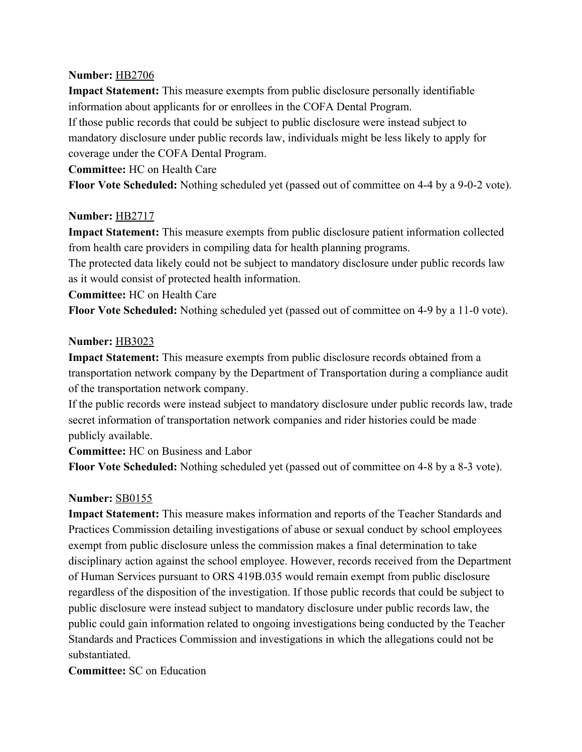**Number:** HB2706

**Impact Statement:** This measure exempts from public disclosure personally identifiable information about applicants for or enrollees in the COFA Dental Program.
If those public records that could be subject to public disclosure were instead subject to mandatory disclosure under public records law, individuals might be less likely to apply for coverage under the COFA Dental Program.

**Committee:** HC on Health Care

**Floor Vote Scheduled:** Nothing scheduled yet (passed out of committee on 4-4 by a 9-0-2 vote).

**Number:** HB2717

**Impact Statement:** This measure exempts from public disclosure patient information collected from health care providers in compiling data for health planning programs.
The protected data likely could not be subject to mandatory disclosure under public records law as it would consist of protected health information.

**Committee:** HC on Health Care

**Floor Vote Scheduled:** Nothing scheduled yet (passed out of committee on 4-9 by a 11-0 vote).

**Number:** HB3023

**Impact Statement:** This measure exempts from public disclosure records obtained from a transportation network company by the Department of Transportation during a compliance audit of the transportation network company.
If the public records were instead subject to mandatory disclosure under public records law, trade secret information of transportation network companies and rider histories could be made publicly available.

**Committee:** HC on Business and Labor

**Floor Vote Scheduled:** Nothing scheduled yet (passed out of committee on 4-8 by a 8-3 vote).

**Number:** SB0155

**Impact Statement:** This measure makes information and reports of the Teacher Standards and Practices Commission detailing investigations of abuse or sexual conduct by school employees exempt from public disclosure unless the commission makes a final determination to take disciplinary action against the school employee. However, records received from the Department of Human Services pursuant to ORS 419B.035 would remain exempt from public disclosure regardless of the disposition of the investigation. If those public records that could be subject to public disclosure were instead subject to mandatory disclosure under public records law, the public could gain information related to ongoing investigations being conducted by the Teacher Standards and Practices Commission and investigations in which the allegations could not be substantiated.

**Committee:** SC on Education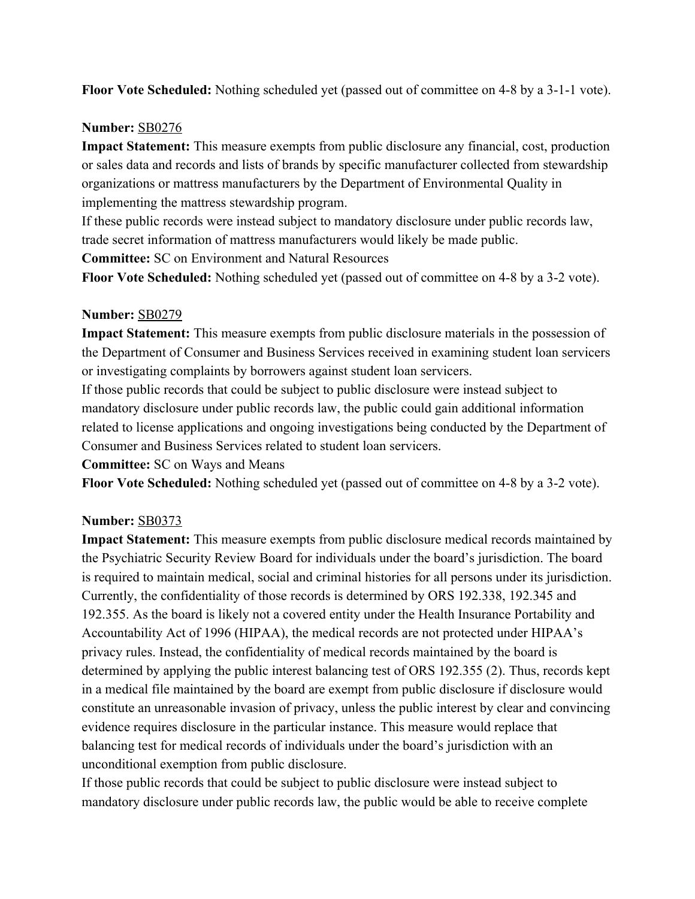**Floor Vote Scheduled:** Nothing scheduled yet (passed out of committee on 4-8 by a 3-1-1 vote).

**Number:** SB0276

**Impact Statement:** This measure exempts from public disclosure any financial, cost, production or sales data and records and lists of brands by specific manufacturer collected from stewardship organizations or mattress manufacturers by the Department of Environmental Quality in implementing the mattress stewardship program.

If these public records were instead subject to mandatory disclosure under public records law, trade secret information of mattress manufacturers would likely be made public.

**Committee:** SC on Environment and Natural Resources

**Floor Vote Scheduled:** Nothing scheduled yet (passed out of committee on 4-8 by a 3-2 vote).

**Number:** SB0279

**Impact Statement:** This measure exempts from public disclosure materials in the possession of the Department of Consumer and Business Services received in examining student loan servicers or investigating complaints by borrowers against student loan servicers.

If those public records that could be subject to public disclosure were instead subject to mandatory disclosure under public records law, the public could gain additional information related to license applications and ongoing investigations being conducted by the Department of Consumer and Business Services related to student loan servicers.

**Committee:** SC on Ways and Means

**Floor Vote Scheduled:** Nothing scheduled yet (passed out of committee on 4-8 by a 3-2 vote).

**Number:** SB0373

**Impact Statement:** This measure exempts from public disclosure medical records maintained by the Psychiatric Security Review Board for individuals under the board's jurisdiction. The board is required to maintain medical, social and criminal histories for all persons under its jurisdiction. Currently, the confidentiality of those records is determined by ORS 192.338, 192.345 and 192.355. As the board is likely not a covered entity under the Health Insurance Portability and Accountability Act of 1996 (HIPAA), the medical records are not protected under HIPAA's privacy rules. Instead, the confidentiality of medical records maintained by the board is determined by applying the public interest balancing test of ORS 192.355 (2). Thus, records kept in a medical file maintained by the board are exempt from public disclosure if disclosure would constitute an unreasonable invasion of privacy, unless the public interest by clear and convincing evidence requires disclosure in the particular instance. This measure would replace that balancing test for medical records of individuals under the board's jurisdiction with an unconditional exemption from public disclosure.

If those public records that could be subject to public disclosure were instead subject to mandatory disclosure under public records law, the public would be able to receive complete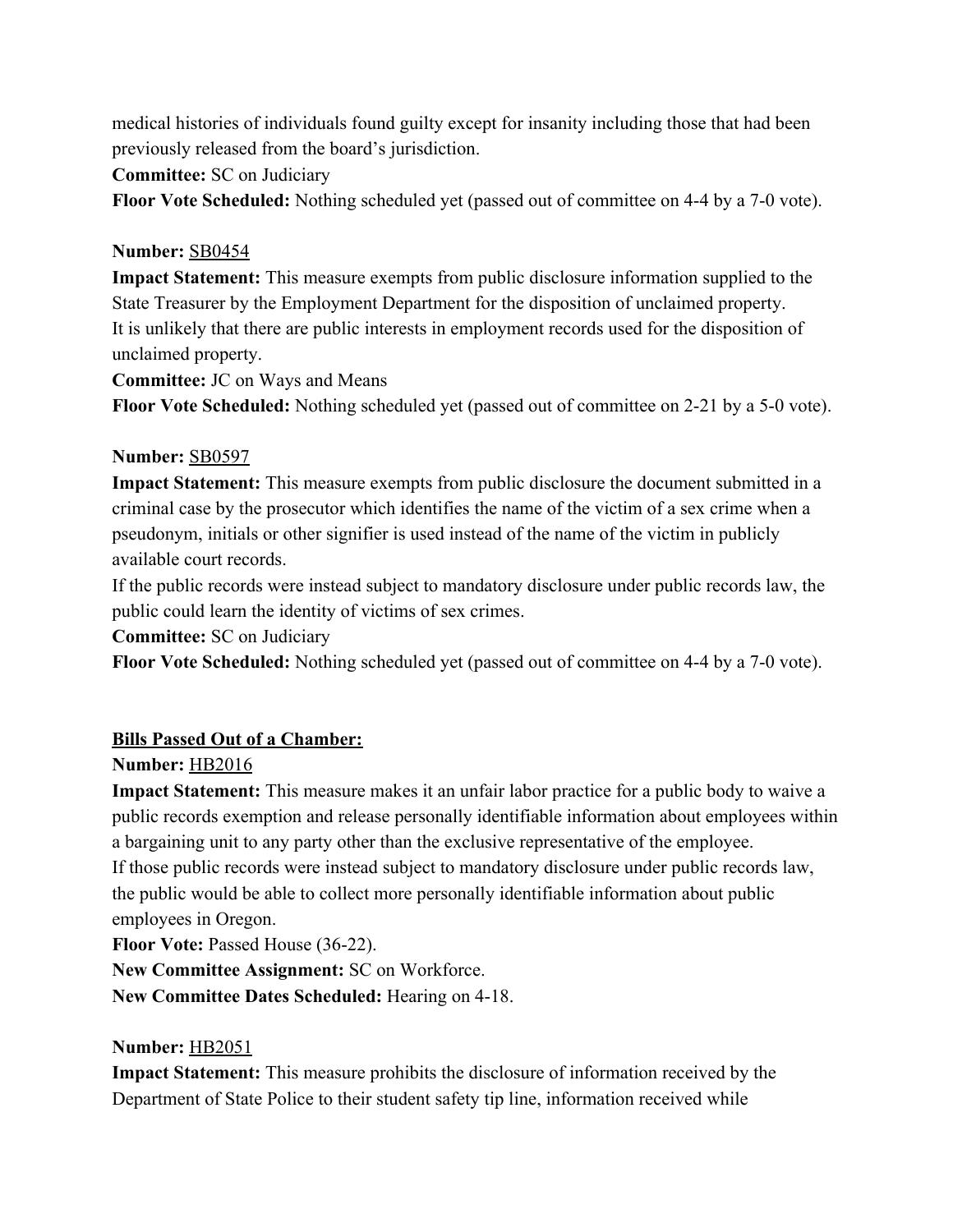medical histories of individuals found guilty except for insanity including those that had been previously released from the board's jurisdiction.

**Committee:** SC on Judiciary

**Floor Vote Scheduled:** Nothing scheduled yet (passed out of committee on 4-4 by a 7-0 vote).

**Number:** SB0454

**Impact Statement:** This measure exempts from public disclosure information supplied to the State Treasurer by the Employment Department for the disposition of unclaimed property.
It is unlikely that there are public interests in employment records used for the disposition of unclaimed property.

**Committee:** JC on Ways and Means

**Floor Vote Scheduled:** Nothing scheduled yet (passed out of committee on 2-21 by a 5-0 vote).

**Number:** SB0597

**Impact Statement:** This measure exempts from public disclosure the document submitted in a criminal case by the prosecutor which identifies the name of the victim of a sex crime when a pseudonym, initials or other signifier is used instead of the name of the victim in publicly available court records.
If the public records were instead subject to mandatory disclosure under public records law, the public could learn the identity of victims of sex crimes.

**Committee:** SC on Judiciary

**Floor Vote Scheduled:** Nothing scheduled yet (passed out of committee on 4-4 by a 7-0 vote).

**Bills Passed Out of a Chamber:**

**Number:** HB2016

**Impact Statement:** This measure makes it an unfair labor practice for a public body to waive a public records exemption and release personally identifiable information about employees within a bargaining unit to any party other than the exclusive representative of the employee.
If those public records were instead subject to mandatory disclosure under public records law, the public would be able to collect more personally identifiable information about public employees in Oregon.

**Floor Vote:** Passed House (36-22).

**New Committee Assignment:** SC on Workforce.

**New Committee Dates Scheduled:** Hearing on 4-18.

**Number:** HB2051

**Impact Statement:** This measure prohibits the disclosure of information received by the Department of State Police to their student safety tip line, information received while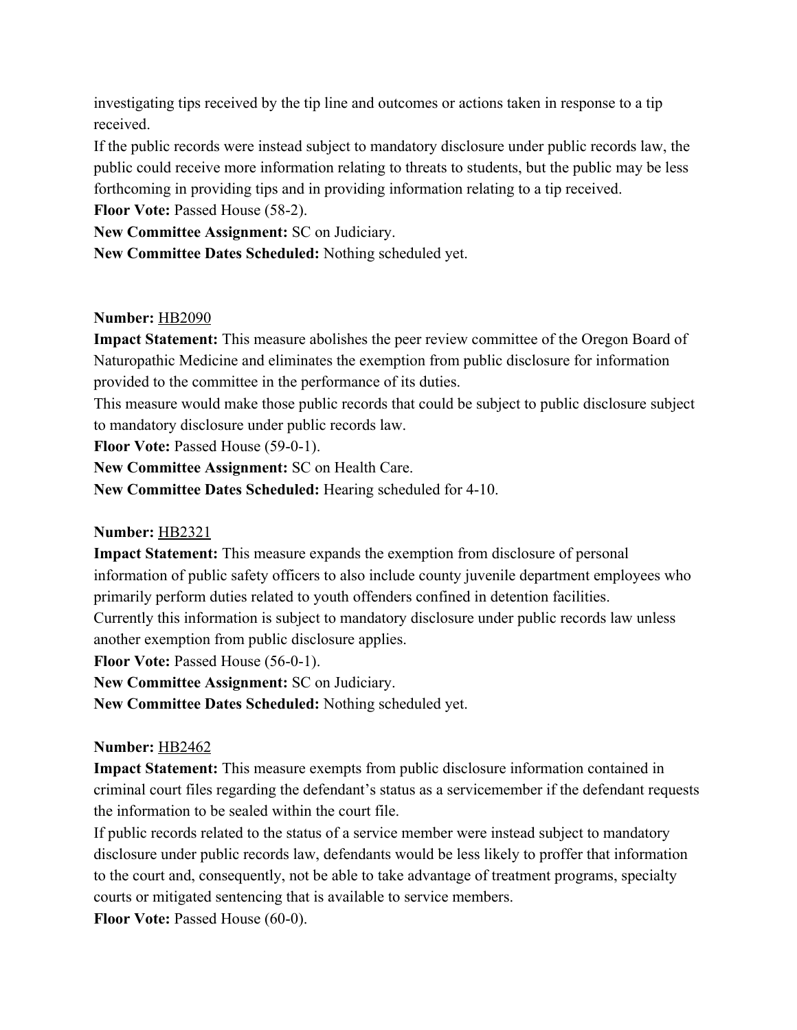investigating tips received by the tip line and outcomes or actions taken in response to a tip received.

If the public records were instead subject to mandatory disclosure under public records law, the public could receive more information relating to threats to students, but the public may be less forthcoming in providing tips and in providing information relating to a tip received.

**Floor Vote:** Passed House (58-2).

**New Committee Assignment:** SC on Judiciary.

**New Committee Dates Scheduled:** Nothing scheduled yet.

**Number:** HB2090

**Impact Statement:** This measure abolishes the peer review committee of the Oregon Board of Naturopathic Medicine and eliminates the exemption from public disclosure for information provided to the committee in the performance of its duties.

This measure would make those public records that could be subject to public disclosure subject to mandatory disclosure under public records law.

**Floor Vote:** Passed House (59-0-1).

**New Committee Assignment:** SC on Health Care.

**New Committee Dates Scheduled:** Hearing scheduled for 4-10.

**Number:** HB2321

**Impact Statement:** This measure expands the exemption from disclosure of personal information of public safety officers to also include county juvenile department employees who primarily perform duties related to youth offenders confined in detention facilities.

Currently this information is subject to mandatory disclosure under public records law unless another exemption from public disclosure applies.

**Floor Vote:** Passed House (56-0-1).

**New Committee Assignment:** SC on Judiciary.

**New Committee Dates Scheduled:** Nothing scheduled yet.

**Number:** HB2462

**Impact Statement:** This measure exempts from public disclosure information contained in criminal court files regarding the defendant's status as a servicemember if the defendant requests the information to be sealed within the court file.

If public records related to the status of a service member were instead subject to mandatory disclosure under public records law, defendants would be less likely to proffer that information to the court and, consequently, not be able to take advantage of treatment programs, specialty courts or mitigated sentencing that is available to service members.

**Floor Vote:** Passed House (60-0).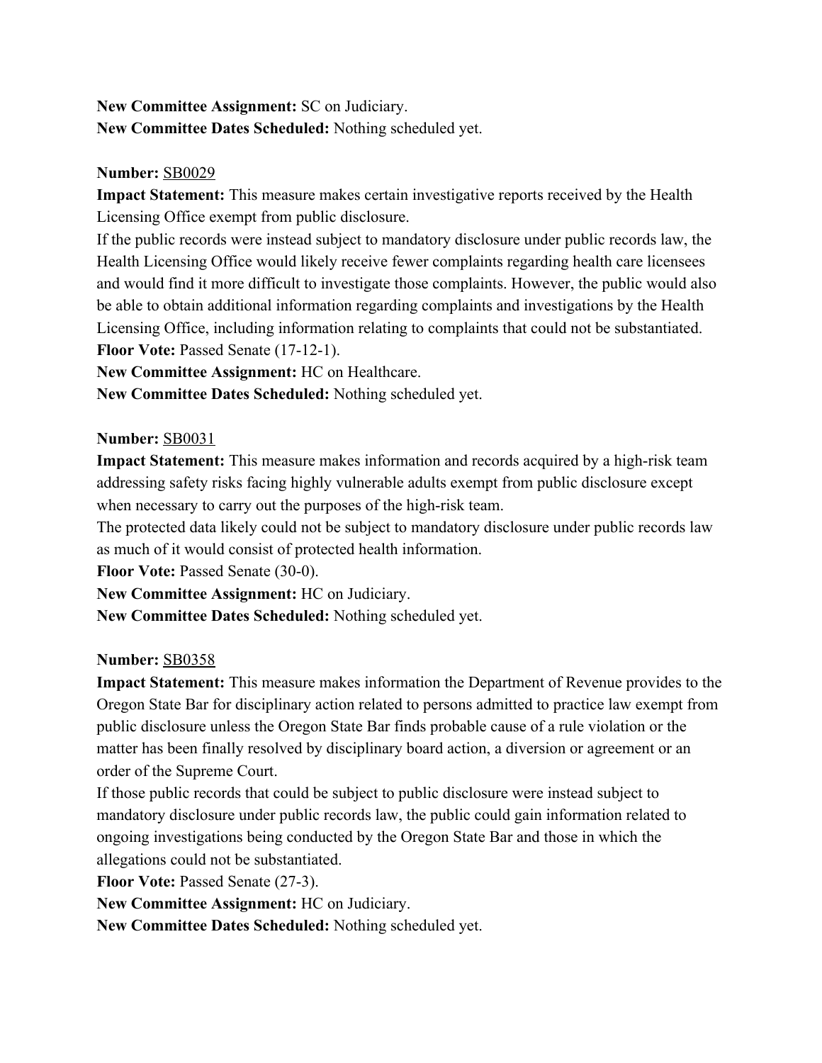**New Committee Assignment:** SC on Judiciary.
**New Committee Dates Scheduled:** Nothing scheduled yet.

**Number:** SB0029
**Impact Statement:** This measure makes certain investigative reports received by the Health Licensing Office exempt from public disclosure.
If the public records were instead subject to mandatory disclosure under public records law, the Health Licensing Office would likely receive fewer complaints regarding health care licensees and would find it more difficult to investigate those complaints. However, the public would also be able to obtain additional information regarding complaints and investigations by the Health Licensing Office, including information relating to complaints that could not be substantiated.
**Floor Vote:** Passed Senate (17-12-1).
**New Committee Assignment:** HC on Healthcare.
**New Committee Dates Scheduled:** Nothing scheduled yet.

**Number:** SB0031
**Impact Statement:** This measure makes information and records acquired by a high-risk team addressing safety risks facing highly vulnerable adults exempt from public disclosure except when necessary to carry out the purposes of the high-risk team.
The protected data likely could not be subject to mandatory disclosure under public records law as much of it would consist of protected health information.
**Floor Vote:** Passed Senate (30-0).
**New Committee Assignment:** HC on Judiciary.
**New Committee Dates Scheduled:** Nothing scheduled yet.

**Number:** SB0358
**Impact Statement:** This measure makes information the Department of Revenue provides to the Oregon State Bar for disciplinary action related to persons admitted to practice law exempt from public disclosure unless the Oregon State Bar finds probable cause of a rule violation or the matter has been finally resolved by disciplinary board action, a diversion or agreement or an order of the Supreme Court.
If those public records that could be subject to public disclosure were instead subject to mandatory disclosure under public records law, the public could gain information related to ongoing investigations being conducted by the Oregon State Bar and those in which the allegations could not be substantiated.
**Floor Vote:** Passed Senate (27-3).
**New Committee Assignment:** HC on Judiciary.
**New Committee Dates Scheduled:** Nothing scheduled yet.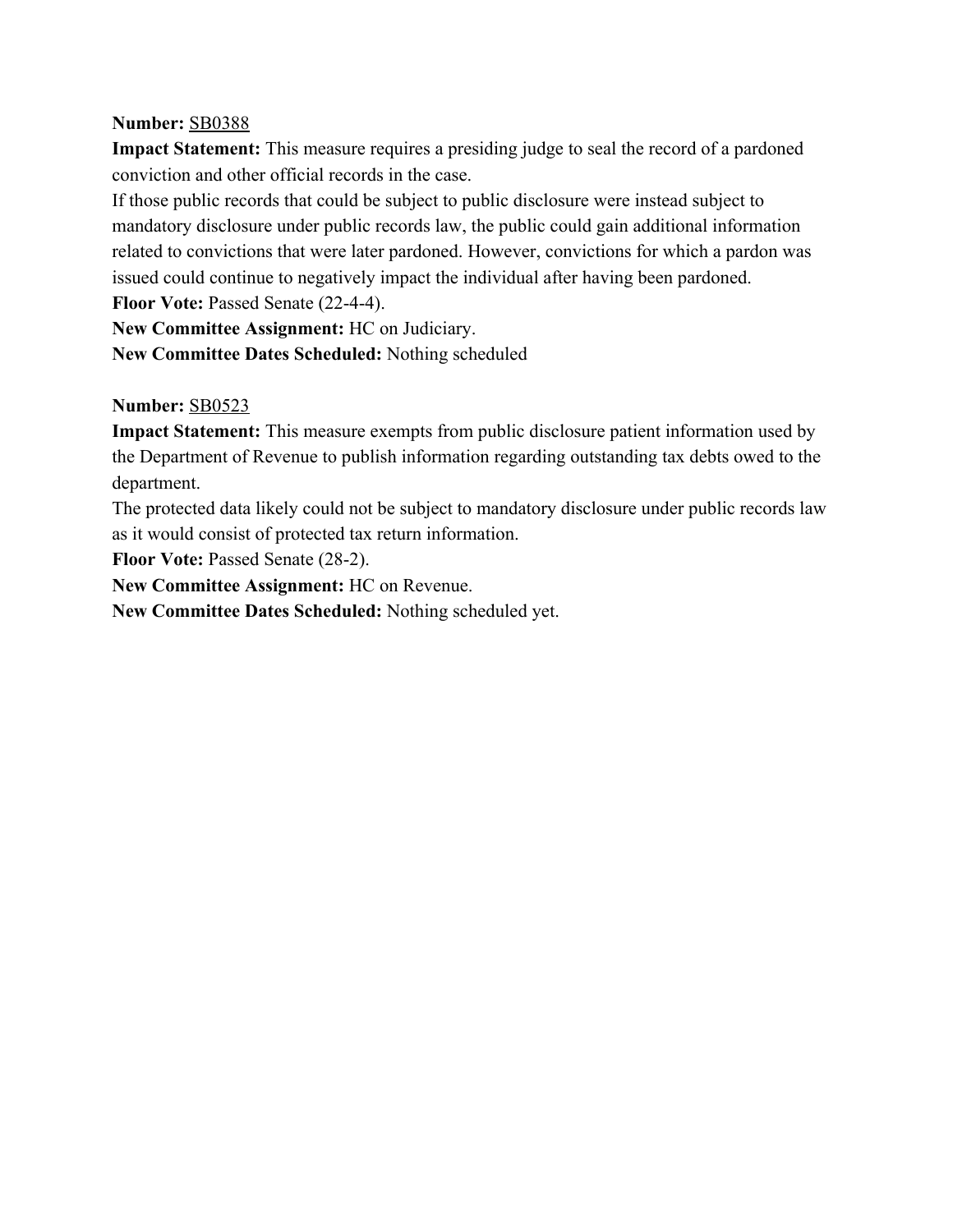**Number:** SB0388

**Impact Statement:** This measure requires a presiding judge to seal the record of a pardoned conviction and other official records in the case.

If those public records that could be subject to public disclosure were instead subject to mandatory disclosure under public records law, the public could gain additional information related to convictions that were later pardoned. However, convictions for which a pardon was issued could continue to negatively impact the individual after having been pardoned.

**Floor Vote:** Passed Senate (22-4-4).

**New Committee Assignment:** HC on Judiciary.

**New Committee Dates Scheduled:** Nothing scheduled

**Number:** SB0523

**Impact Statement:** This measure exempts from public disclosure patient information used by the Department of Revenue to publish information regarding outstanding tax debts owed to the department.

The protected data likely could not be subject to mandatory disclosure under public records law as it would consist of protected tax return information.

**Floor Vote:** Passed Senate (28-2).

**New Committee Assignment:** HC on Revenue.

**New Committee Dates Scheduled:** Nothing scheduled yet.